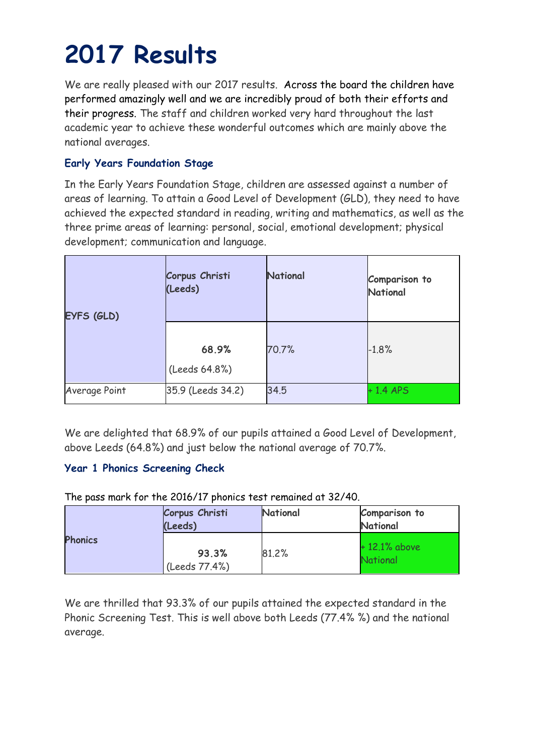# 2017 Results

We are really pleased with our 2017 results. Across the board the children have performed amazingly well and we are incredibly proud of both their efforts and their progress. The staff and children worked very hard throughout the last academic year to achieve these wonderful outcomes which are mainly above the national averages.

### Early Years Foundation Stage

In the Early Years Foundation Stage, children are assessed against a number of areas of learning. To attain a Good Level of Development (GLD), they need to have achieved the expected standard in reading, writing and mathematics, as well as the three prime areas of learning: personal, social, emotional development; physical development; communication and language.

| EYFS (GLD) | Corpus Christi (Leeds) | National | Comparison to National |
|---|---|---|---|
| | **68.9%** (Leeds 64.8%) | 70.7% | -1.8% |
| Average Point | 35.9 (Leeds 34.2) | 34.5 | + 1.4 APS |

We are delighted that 68.9% of our pupils attained a Good Level of Development, above Leeds (64.8%) and just below the national average of 70.7%.

### Year 1 Phonics Screening Check

The pass mark for the 2016/17 phonics test remained at 32/40.

| Phonics | Corpus Christi (Leeds) | National | Comparison to National |
|---|---|---|---|
| | **93.3%** (Leeds 77.4%) | 81.2% | + 12.1% above National |

We are thrilled that 93.3% of our pupils attained the expected standard in the Phonic Screening Test. This is well above both Leeds (77.4% %) and the national average.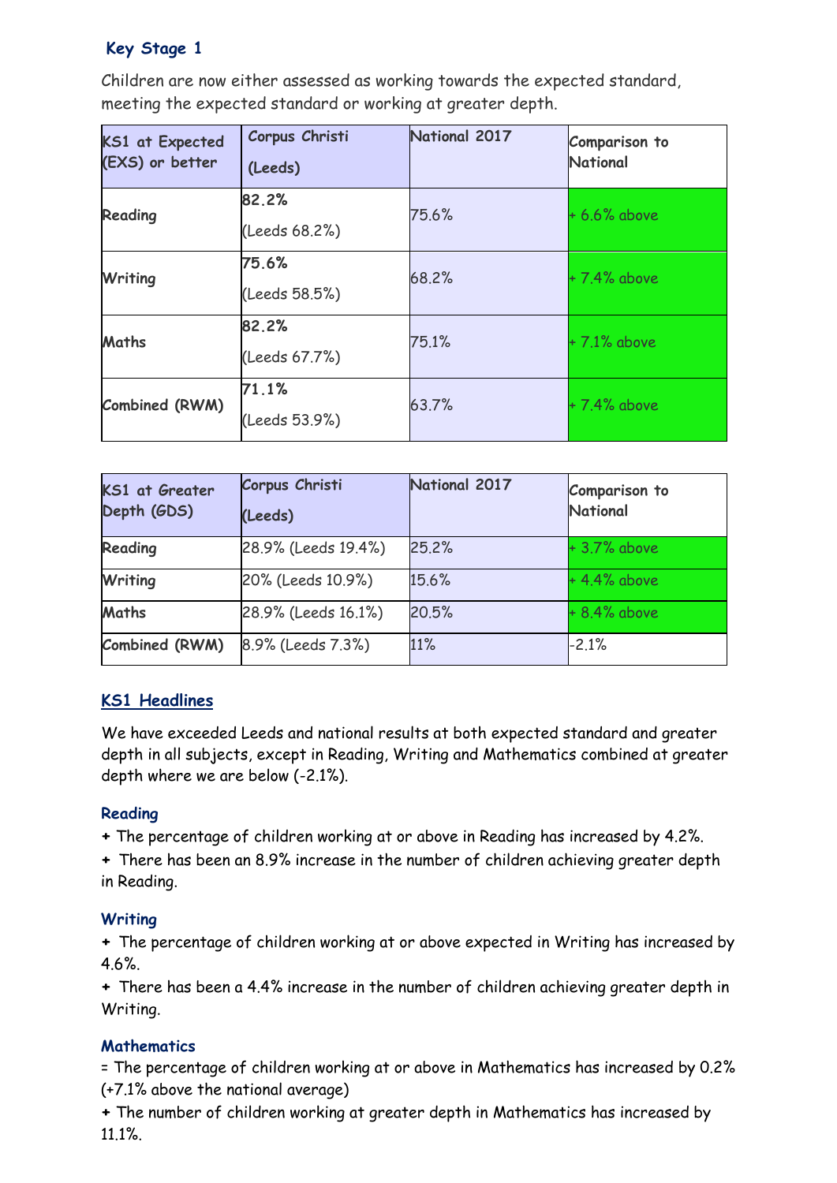## Key Stage 1

Children are now either assessed as working towards the expected standard, meeting the expected standard or working at greater depth.

| KS1 at Expected (EXS) or better | Corpus Christi (Leeds) | National 2017 | Comparison to National |
|---|---|---|---|
| Reading | **82.2%** (Leeds 68.2%) | 75.6% | + 6.6% above |
| Writing | **75.6%** (Leeds 58.5%) | 68.2% | + 7.4% above |
| Maths | **82.2%** (Leeds 67.7%) | 75.1% | + 7.1% above |
| Combined (RWM) | **71.1%** (Leeds 53.9%) | 63.7% | + 7.4% above |

| KS1 at Greater Depth (GDS) | Corpus Christi (Leeds) | National 2017 | Comparison to National |
|---|---|---|---|
| Reading | 28.9% (Leeds 19.4%) | 25.2% | + 3.7% above |
| Writing | 20% (Leeds 10.9%) | 15.6% | + 4.4% above |
| Maths | 28.9% (Leeds 16.1%) | 20.5% | + 8.4% above |
| Combined (RWM) | 8.9% (Leeds 7.3%) | 11% | -2.1% |

### KS1 Headlines

We have exceeded Leeds and national results at both expected standard and greater depth in all subjects, except in Reading, Writing and Mathematics combined at greater depth where we are below (-2.1%).

#### Reading

+ The percentage of children working at or above in Reading has increased by 4.2%.
+ There has been an 8.9% increase in the number of children achieving greater depth in Reading.

#### Writing

+ The percentage of children working at or above expected in Writing has increased by 4.6%.
+ There has been a 4.4% increase in the number of children achieving greater depth in Writing.

#### Mathematics

= The percentage of children working at or above in Mathematics has increased by 0.2% (+7.1% above the national average)
+ The number of children working at greater depth in Mathematics has increased by 11.1%.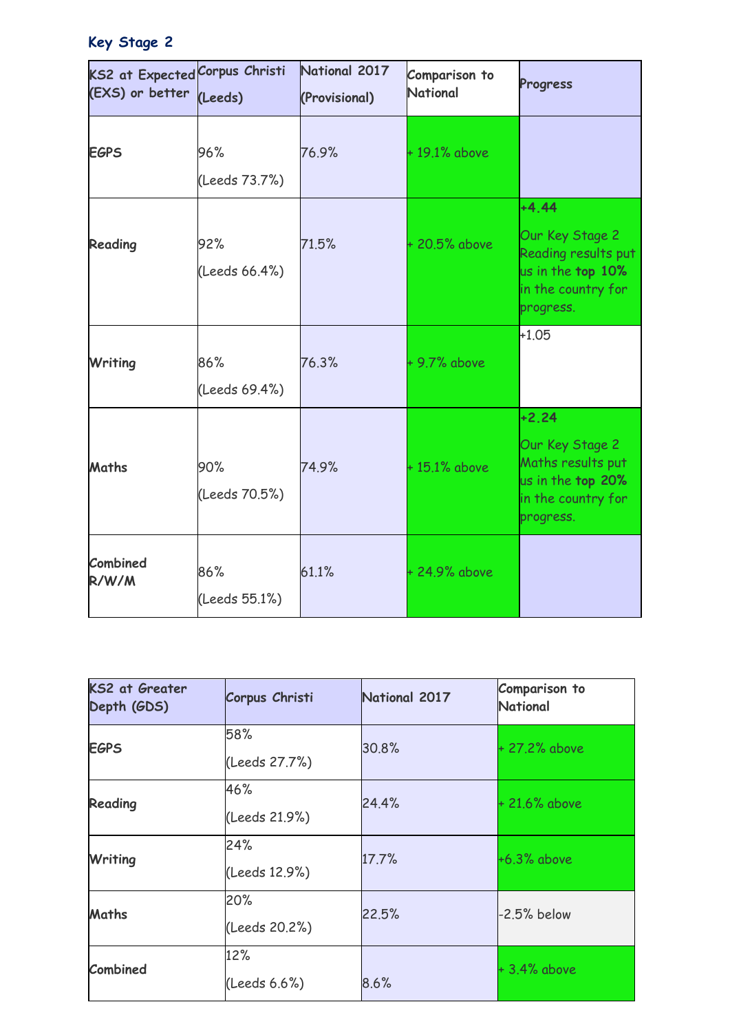## Key Stage 2

| KS2 at Expected (EXS) or better | Corpus Christi (Leeds) | National 2017 (Provisional) | Comparison to National | Progress |
|---|---|---|---|---|
| **EGPS** | 96% (Leeds 73.7%) | 76.9% | + 19.1% above | |
| **Reading** | 92% (Leeds 66.4%) | 71.5% | + 20.5% above | **+4.44** Our Key Stage 2 Reading results put us in the **top 10%** in the country for progress. |
| **Writing** | 86% (Leeds 69.4%) | 76.3% | + 9.7% above | +1.05 |
| **Maths** | 90% (Leeds 70.5%) | 74.9% | + 15.1% above | **+2.24** Our Key Stage 2 Maths results put us in the **top 20%** in the country for progress. |
| **Combined R/W/M** | 86% (Leeds 55.1%) | 61.1% | + 24.9% above | |

| KS2 at Greater Depth (GDS) | Corpus Christi | National 2017 | Comparison to National |
|---|---|---|---|
| **EGPS** | 58% (Leeds 27.7%) | 30.8% | + 27.2% above |
| **Reading** | 46% (Leeds 21.9%) | 24.4% | + 21.6% above |
| **Writing** | 24% (Leeds 12.9%) | 17.7% | +6.3% above |
| **Maths** | 20% (Leeds 20.2%) | 22.5% | -2.5% below |
| **Combined** | 12% (Leeds 6.6%) | 8.6% | + 3.4% above |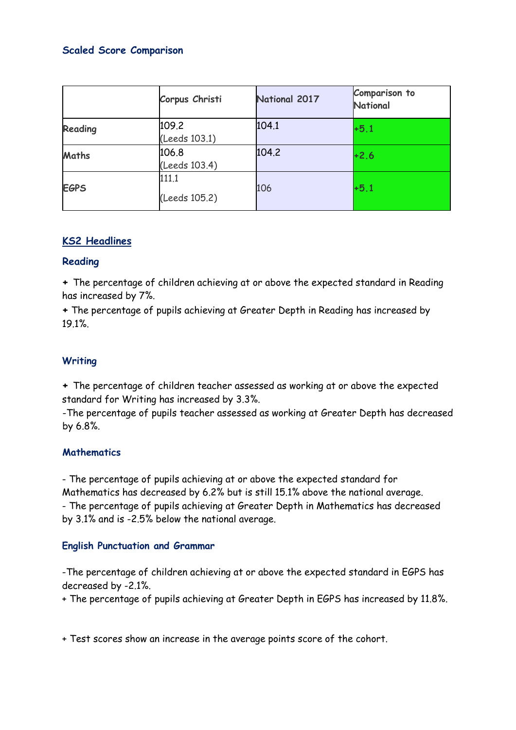### Scaled Score Comparison

| | Corpus Christi | National 2017 | Comparison to National |
|---|---|---|---|
| Reading | 109.2 (Leeds 103.1) | 104.1 | +5.1 |
| Maths | 106.8 (Leeds 103.4) | 104.2 | +2.6 |
| EGPS | 111.1 (Leeds 105.2) | 106 | +5.1 |

## KS2 Headlines

### Reading

+ The percentage of children achieving at or above the expected standard in Reading has increased by 7%.
+ The percentage of pupils achieving at Greater Depth in Reading has increased by 19.1%.

### Writing

+ The percentage of children teacher assessed as working at or above the expected standard for Writing has increased by 3.3%.

-The percentage of pupils teacher assessed as working at Greater Depth has decreased by 6.8%.

### Mathematics

- The percentage of pupils achieving at or above the expected standard for Mathematics has decreased by 6.2% but is still 15.1% above the national average.
- The percentage of pupils achieving at Greater Depth in Mathematics has decreased by 3.1% and is -2.5% below the national average.

### English Punctuation and Grammar

-The percentage of children achieving at or above the expected standard in EGPS has decreased by -2.1%.

+ The percentage of pupils achieving at Greater Depth in EGPS has increased by 11.8%.

+ Test scores show an increase in the average points score of the cohort.